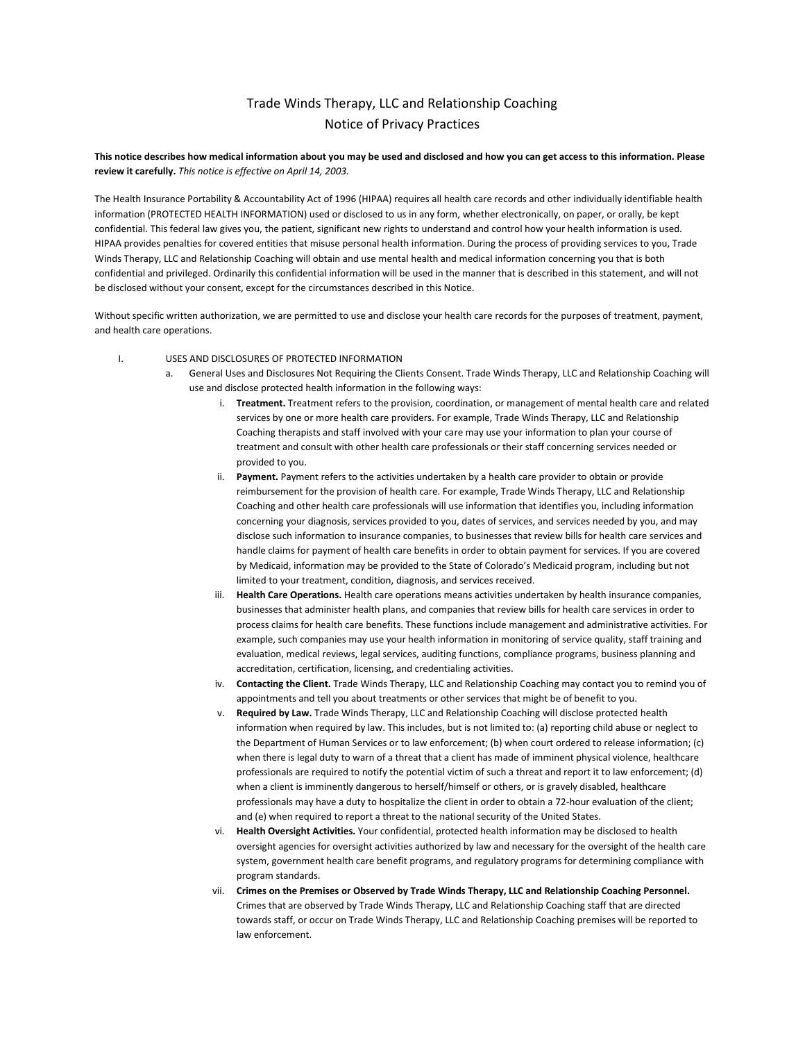# Trade Winds Therapy, LLC and Relationship Coaching
## Notice of Privacy Practices

**This notice describes how medical information about you may be used and disclosed and how you can get access to this information. Please review it carefully.** *This notice is effective on April 14, 2003.*

The Health Insurance Portability & Accountability Act of 1996 (HIPAA) requires all health care records and other individually identifiable health information (PROTECTED HEALTH INFORMATION) used or disclosed to us in any form, whether electronically, on paper, or orally, be kept confidential. This federal law gives you, the patient, significant new rights to understand and control how your health information is used. HIPAA provides penalties for covered entities that misuse personal health information. During the process of providing services to you, Trade Winds Therapy, LLC and Relationship Coaching will obtain and use mental health and medical information concerning you that is both confidential and privileged. Ordinarily this confidential information will be used in the manner that is described in this statement, and will not be disclosed without your consent, except for the circumstances described in this Notice.

Without specific written authorization, we are permitted to use and disclose your health care records for the purposes of treatment, payment, and health care operations.

I. USES AND DISCLOSURES OF PROTECTED INFORMATION

   a. General Uses and Disclosures Not Requiring the Clients Consent. Trade Winds Therapy, LLC and Relationship Coaching will use and disclose protected health information in the following ways:

      i. **Treatment.** Treatment refers to the provision, coordination, or management of mental health care and related services by one or more health care providers. For example, Trade Winds Therapy, LLC and Relationship Coaching therapists and staff involved with your care may use your information to plan your course of treatment and consult with other health care professionals or their staff concerning services needed or provided to you.

      ii. **Payment.** Payment refers to the activities undertaken by a health care provider to obtain or provide reimbursement for the provision of health care. For example, Trade Winds Therapy, LLC and Relationship Coaching and other health care professionals will use information that identifies you, including information concerning your diagnosis, services provided to you, dates of services, and services needed by you, and may disclose such information to insurance companies, to businesses that review bills for health care services and handle claims for payment of health care benefits in order to obtain payment for services. If you are covered by Medicaid, information may be provided to the State of Colorado's Medicaid program, including but not limited to your treatment, condition, diagnosis, and services received.

      iii. **Health Care Operations.** Health care operations means activities undertaken by health insurance companies, businesses that administer health plans, and companies that review bills for health care services in order to process claims for health care benefits. These functions include management and administrative activities. For example, such companies may use your health information in monitoring of service quality, staff training and evaluation, medical reviews, legal services, auditing functions, compliance programs, business planning and accreditation, certification, licensing, and credentialing activities.

      iv. **Contacting the Client.** Trade Winds Therapy, LLC and Relationship Coaching may contact you to remind you of appointments and tell you about treatments or other services that might be of benefit to you.

      v. **Required by Law.** Trade Winds Therapy, LLC and Relationship Coaching will disclose protected health information when required by law. This includes, but is not limited to: (a) reporting child abuse or neglect to the Department of Human Services or to law enforcement; (b) when court ordered to release information; (c) when there is legal duty to warn of a threat that a client has made of imminent physical violence, healthcare professionals are required to notify the potential victim of such a threat and report it to law enforcement; (d) when a client is imminently dangerous to herself/himself or others, or is gravely disabled, healthcare professionals may have a duty to hospitalize the client in order to obtain a 72-hour evaluation of the client; and (e) when required to report a threat to the national security of the United States.

      vi. **Health Oversight Activities.** Your confidential, protected health information may be disclosed to health oversight agencies for oversight activities authorized by law and necessary for the oversight of the health care system, government health care benefit programs, and regulatory programs for determining compliance with program standards.

      vii. **Crimes on the Premises or Observed by Trade Winds Therapy, LLC and Relationship Coaching Personnel.** Crimes that are observed by Trade Winds Therapy, LLC and Relationship Coaching staff that are directed towards staff, or occur on Trade Winds Therapy, LLC and Relationship Coaching premises will be reported to law enforcement.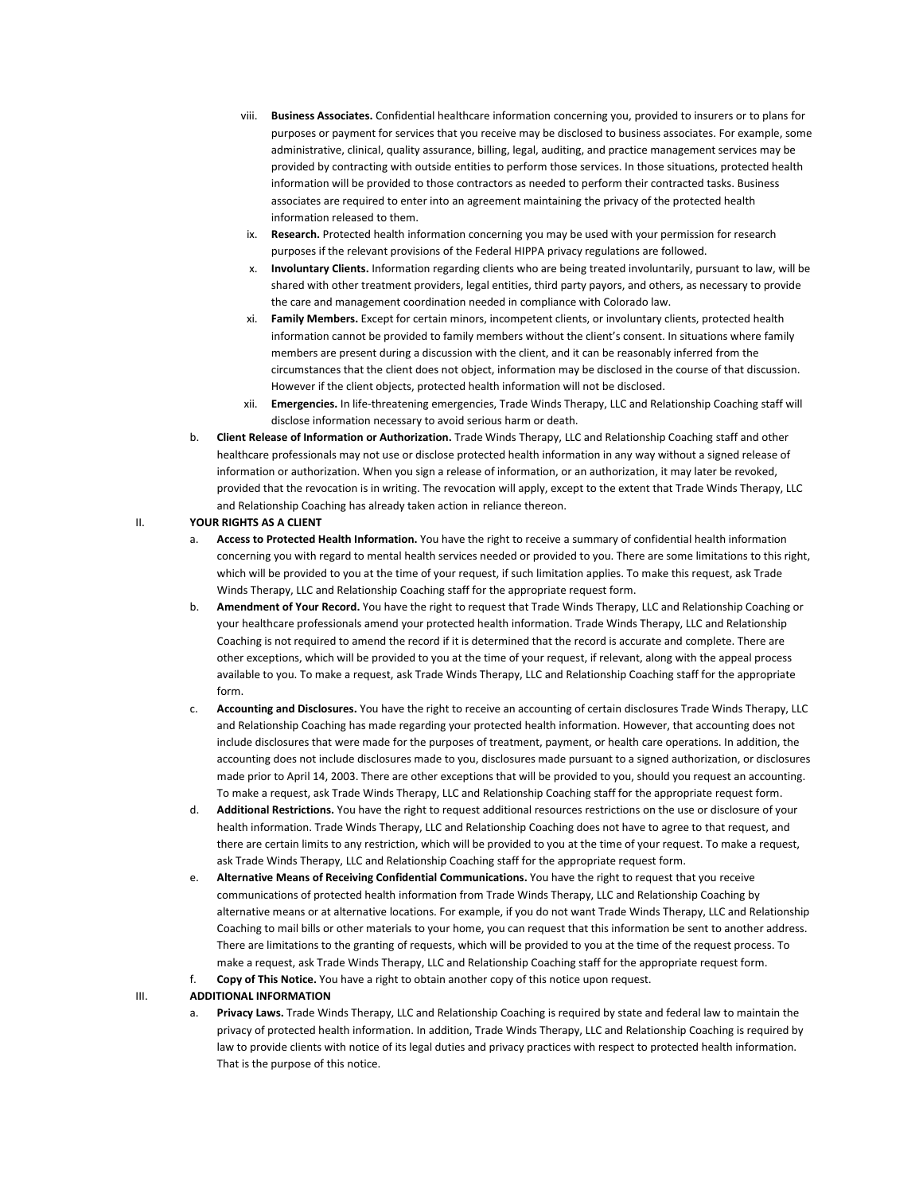viii. **Business Associates.** Confidential healthcare information concerning you, provided to insurers or to plans for purposes or payment for services that you receive may be disclosed to business associates. For example, some administrative, clinical, quality assurance, billing, legal, auditing, and practice management services may be provided by contracting with outside entities to perform those services. In those situations, protected health information will be provided to those contractors as needed to perform their contracted tasks. Business associates are required to enter into an agreement maintaining the privacy of the protected health information released to them.

ix. **Research.** Protected health information concerning you may be used with your permission for research purposes if the relevant provisions of the Federal HIPPA privacy regulations are followed.

x. **Involuntary Clients.** Information regarding clients who are being treated involuntarily, pursuant to law, will be shared with other treatment providers, legal entities, third party payors, and others, as necessary to provide the care and management coordination needed in compliance with Colorado law.

xi. **Family Members.** Except for certain minors, incompetent clients, or involuntary clients, protected health information cannot be provided to family members without the client's consent. In situations where family members are present during a discussion with the client, and it can be reasonably inferred from the circumstances that the client does not object, information may be disclosed in the course of that discussion. However if the client objects, protected health information will not be disclosed.

xii. **Emergencies.** In life-threatening emergencies, Trade Winds Therapy, LLC and Relationship Coaching staff will disclose information necessary to avoid serious harm or death.

b. **Client Release of Information or Authorization.** Trade Winds Therapy, LLC and Relationship Coaching staff and other healthcare professionals may not use or disclose protected health information in any way without a signed release of information or authorization. When you sign a release of information, or an authorization, it may later be revoked, provided that the revocation is in writing. The revocation will apply, except to the extent that Trade Winds Therapy, LLC and Relationship Coaching has already taken action in reliance thereon.

II. **YOUR RIGHTS AS A CLIENT**

a. **Access to Protected Health Information.** You have the right to receive a summary of confidential health information concerning you with regard to mental health services needed or provided to you. There are some limitations to this right, which will be provided to you at the time of your request, if such limitation applies. To make this request, ask Trade Winds Therapy, LLC and Relationship Coaching staff for the appropriate request form.

b. **Amendment of Your Record.** You have the right to request that Trade Winds Therapy, LLC and Relationship Coaching or your healthcare professionals amend your protected health information. Trade Winds Therapy, LLC and Relationship Coaching is not required to amend the record if it is determined that the record is accurate and complete. There are other exceptions, which will be provided to you at the time of your request, if relevant, along with the appeal process available to you. To make a request, ask Trade Winds Therapy, LLC and Relationship Coaching staff for the appropriate form.

c. **Accounting and Disclosures.** You have the right to receive an accounting of certain disclosures Trade Winds Therapy, LLC and Relationship Coaching has made regarding your protected health information. However, that accounting does not include disclosures that were made for the purposes of treatment, payment, or health care operations. In addition, the accounting does not include disclosures made to you, disclosures made pursuant to a signed authorization, or disclosures made prior to April 14, 2003. There are other exceptions that will be provided to you, should you request an accounting. To make a request, ask Trade Winds Therapy, LLC and Relationship Coaching staff for the appropriate request form.

d. **Additional Restrictions.** You have the right to request additional resources restrictions on the use or disclosure of your health information. Trade Winds Therapy, LLC and Relationship Coaching does not have to agree to that request, and there are certain limits to any restriction, which will be provided to you at the time of your request. To make a request, ask Trade Winds Therapy, LLC and Relationship Coaching staff for the appropriate request form.

e. **Alternative Means of Receiving Confidential Communications.** You have the right to request that you receive communications of protected health information from Trade Winds Therapy, LLC and Relationship Coaching by alternative means or at alternative locations. For example, if you do not want Trade Winds Therapy, LLC and Relationship Coaching to mail bills or other materials to your home, you can request that this information be sent to another address. There are limitations to the granting of requests, which will be provided to you at the time of the request process. To make a request, ask Trade Winds Therapy, LLC and Relationship Coaching staff for the appropriate request form.

f. **Copy of This Notice.** You have a right to obtain another copy of this notice upon request.

III. **ADDITIONAL INFORMATION**

a. **Privacy Laws.** Trade Winds Therapy, LLC and Relationship Coaching is required by state and federal law to maintain the privacy of protected health information. In addition, Trade Winds Therapy, LLC and Relationship Coaching is required by law to provide clients with notice of its legal duties and privacy practices with respect to protected health information. That is the purpose of this notice.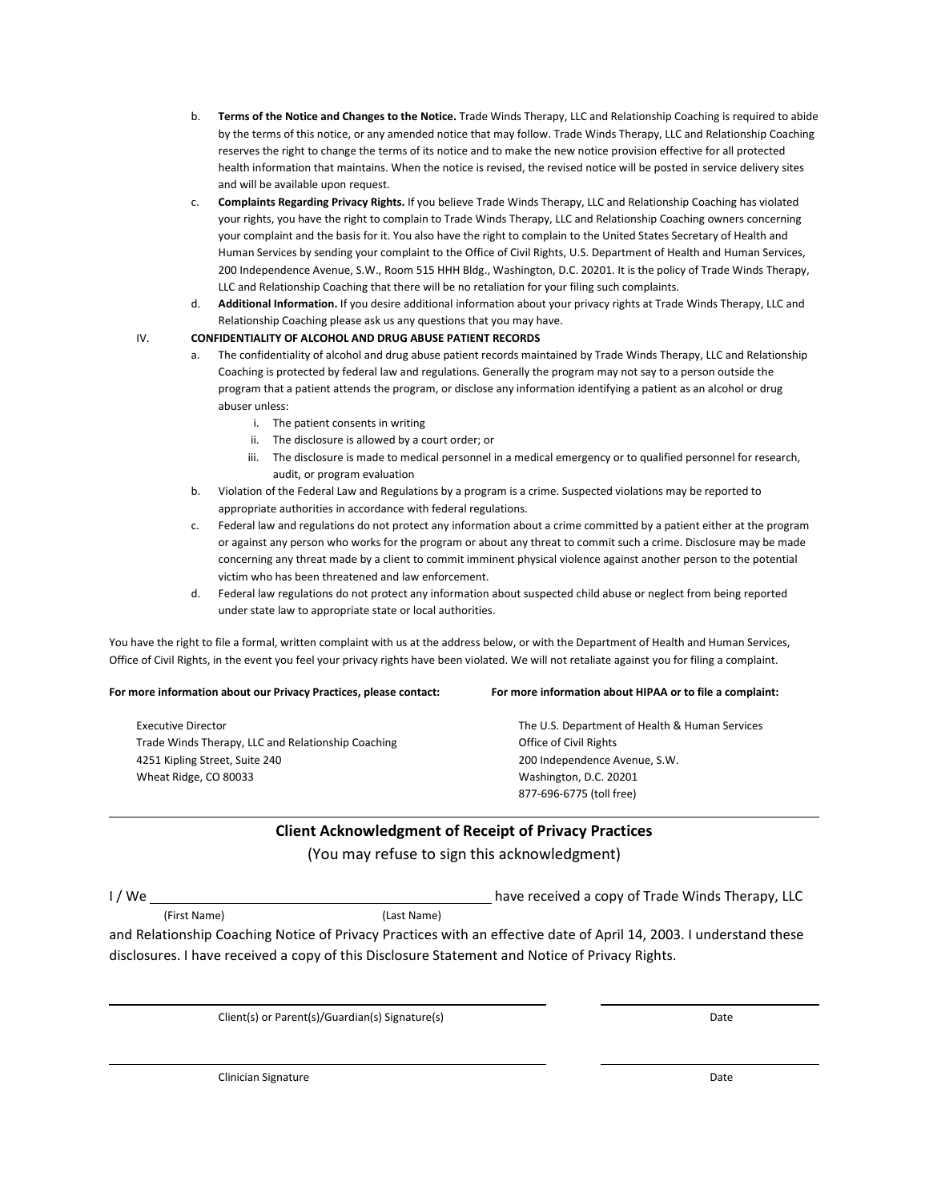b. **Terms of the Notice and Changes to the Notice.** Trade Winds Therapy, LLC and Relationship Coaching is required to abide by the terms of this notice, or any amended notice that may follow. Trade Winds Therapy, LLC and Relationship Coaching reserves the right to change the terms of its notice and to make the new notice provision effective for all protected health information that maintains. When the notice is revised, the revised notice will be posted in service delivery sites and will be available upon request.

c. **Complaints Regarding Privacy Rights.** If you believe Trade Winds Therapy, LLC and Relationship Coaching has violated your rights, you have the right to complain to Trade Winds Therapy, LLC and Relationship Coaching owners concerning your complaint and the basis for it. You also have the right to complain to the United States Secretary of Health and Human Services by sending your complaint to the Office of Civil Rights, U.S. Department of Health and Human Services, 200 Independence Avenue, S.W., Room 515 HHH Bldg., Washington, D.C. 20201. It is the policy of Trade Winds Therapy, LLC and Relationship Coaching that there will be no retaliation for your filing such complaints.

d. **Additional Information.** If you desire additional information about your privacy rights at Trade Winds Therapy, LLC and Relationship Coaching please ask us any questions that you may have.

IV. **CONFIDENTIALITY OF ALCOHOL AND DRUG ABUSE PATIENT RECORDS**

a. The confidentiality of alcohol and drug abuse patient records maintained by Trade Winds Therapy, LLC and Relationship Coaching is protected by federal law and regulations. Generally the program may not say to a person outside the program that a patient attends the program, or disclose any information identifying a patient as an alcohol or drug abuser unless:

   i. The patient consents in writing
   ii. The disclosure is allowed by a court order; or
   iii. The disclosure is made to medical personnel in a medical emergency or to qualified personnel for research, audit, or program evaluation

b. Violation of the Federal Law and Regulations by a program is a crime. Suspected violations may be reported to appropriate authorities in accordance with federal regulations.

c. Federal law and regulations do not protect any information about a crime committed by a patient either at the program or against any person who works for the program or about any threat to commit such a crime. Disclosure may be made concerning any threat made by a client to commit imminent physical violence against another person to the potential victim who has been threatened and law enforcement.

d. Federal law regulations do not protect any information about suspected child abuse or neglect from being reported under state law to appropriate state or local authorities.

You have the right to file a formal, written complaint with us at the address below, or with the Department of Health and Human Services, Office of Civil Rights, in the event you feel your privacy rights have been violated. We will not retaliate against you for filing a complaint.

**For more information about our Privacy Practices, please contact:**

Executive Director
Trade Winds Therapy, LLC and Relationship Coaching
4251 Kipling Street, Suite 240
Wheat Ridge, CO 80033

**For more information about HIPAA or to file a complaint:**

The U.S. Department of Health & Human Services
Office of Civil Rights
200 Independence Avenue, S.W.
Washington, D.C. 20201
877-696-6775 (toll free)

---

## Client Acknowledgment of Receipt of Privacy Practices

(You may refuse to sign this acknowledgment)

I / We ______________________________ have received a copy of Trade Winds Therapy, LLC
(First Name) (Last Name)

and Relationship Coaching Notice of Privacy Practices with an effective date of April 14, 2003. I understand these disclosures. I have received a copy of this Disclosure Statement and Notice of Privacy Rights.

______________________________ ______________
Client(s) or Parent(s)/Guardian(s) Signature(s) Date

______________________________ ______________
Clinician Signature Date